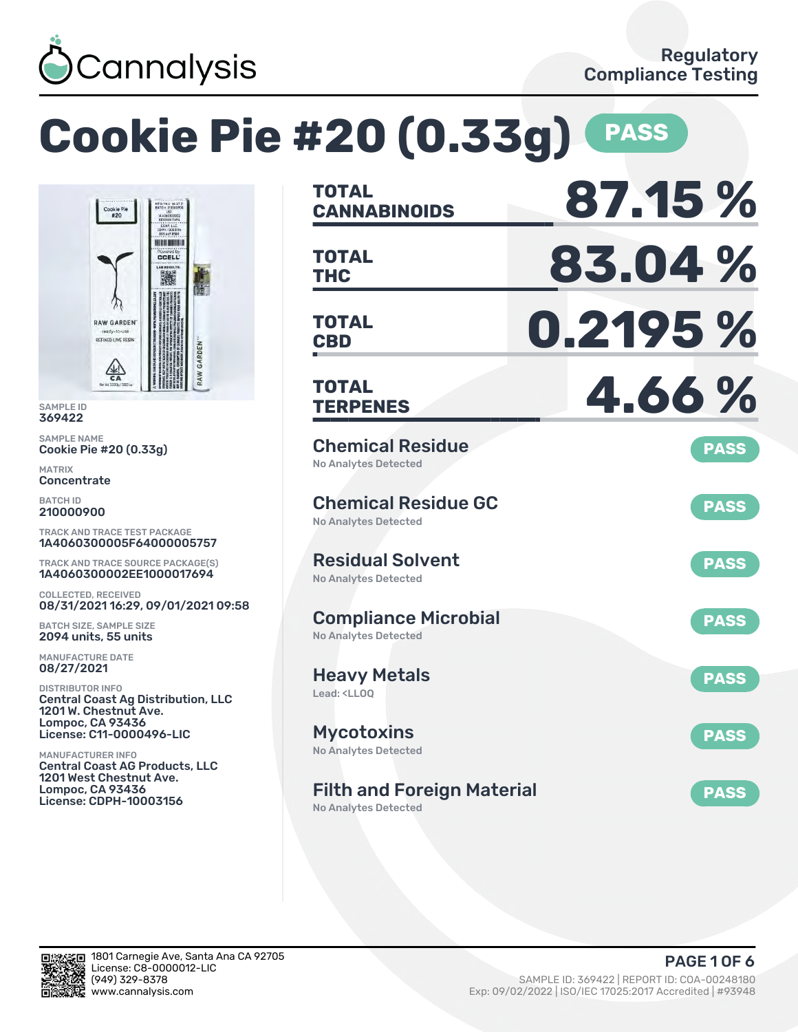Cannalysis

Regulatory Compliance Testing

# Cookie Pie #20 (0.33g) PASS

SAMPLE ID
369422

SAMPLE NAME
Cookie Pie #20 (0.33g)

MATRIX
Concentrate

BATCH ID
210000900

TRACK AND TRACE TEST PACKAGE
1A4060300005F64000005757

TRACK AND TRACE SOURCE PACKAGE(S)
1A4060300002EE1000017694

COLLECTED, RECEIVED
08/31/2021 16:29, 09/01/2021 09:58

BATCH SIZE, SAMPLE SIZE
2094 units, 55 units

MANUFACTURE DATE
08/27/2021

DISTRIBUTOR INFO
Central Coast Ag Distribution, LLC
1201 W. Chestnut Ave.
Lompoc, CA 93436
License: C11-0000496-LIC

MANUFACTURER INFO
Central Coast AG Products, LLC
1201 West Chestnut Ave.
Lompoc, CA 93436
License: CDPH-10003156

| | |
|---|---|
| TOTAL CANNABINOIDS | 87.15 % |
| TOTAL THC | 83.04 % |
| TOTAL CBD | 0.2195 % |
| TOTAL TERPENES | 4.66 % |

| Test | Result | Status |
|---|---|---|
| Chemical Residue | No Analytes Detected | PASS |
| Chemical Residue GC | No Analytes Detected | PASS |
| Residual Solvent | No Analytes Detected | PASS |
| Compliance Microbial | No Analytes Detected | PASS |
| Heavy Metals | Lead: <LLOQ | PASS |
| Mycotoxins | No Analytes Detected | PASS |
| Filth and Foreign Material | No Analytes Detected | PASS |

1801 Carnegie Ave, Santa Ana CA 92705
License: C8-0000012-LIC
(949) 329-8378
www.cannalysis.com

SAMPLE ID: 369422 | REPORT ID: COA-00248180
Exp: 09/02/2022 | ISO/IEC 17025:2017 Accredited | #93948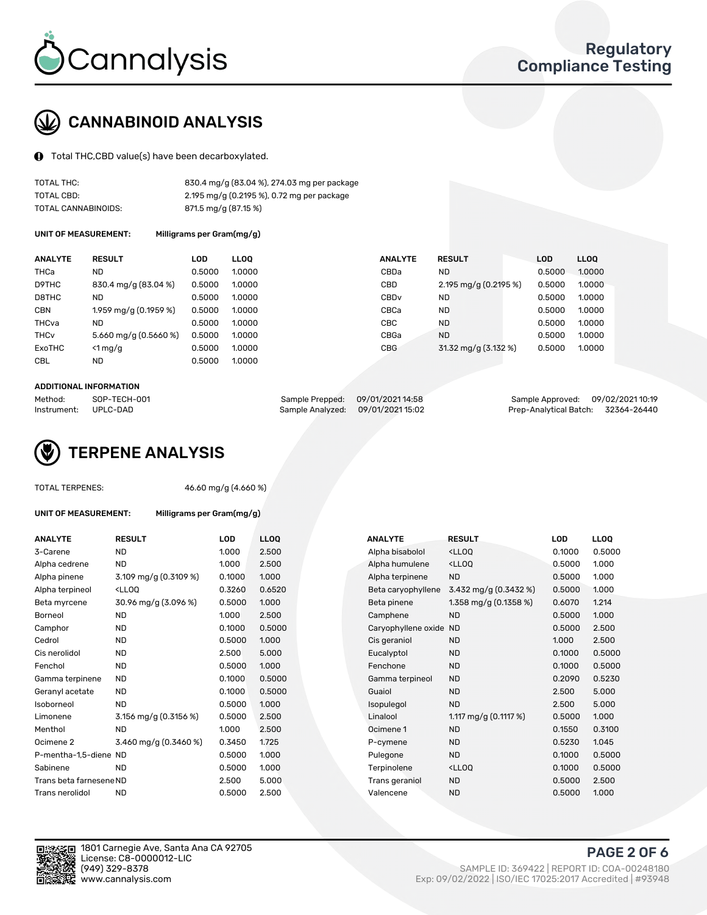# CANNABINOID ANALYSIS

Total THC,CBD value(s) have been decarboxylated.

| | |
|---|---|
| TOTAL THC: | 830.4 mg/g (83.04 %), 274.03 mg per package |
| TOTAL CBD: | 2.195 mg/g (0.2195 %), 0.72 mg per package |
| TOTAL CANNABINOIDS: | 871.5 mg/g (87.15 %) |

**UNIT OF MEASUREMENT:** Milligrams per Gram(mg/g)

| ANALYTE | RESULT | LOD | LLOQ |
|---|---|---|---|
| THCa | ND | 0.5000 | 1.0000 |
| D9THC | 830.4 mg/g (83.04 %) | 0.5000 | 1.0000 |
| D8THC | ND | 0.5000 | 1.0000 |
| CBN | 1.959 mg/g (0.1959 %) | 0.5000 | 1.0000 |
| THCva | ND | 0.5000 | 1.0000 |
| THCv | 5.660 mg/g (0.5660 %) | 0.5000 | 1.0000 |
| ExoTHC | <1 mg/g | 0.5000 | 1.0000 |
| CBL | ND | 0.5000 | 1.0000 |
| CBDa | ND | 0.5000 | 1.0000 |
| CBD | 2.195 mg/g (0.2195 %) | 0.5000 | 1.0000 |
| CBDv | ND | 0.5000 | 1.0000 |
| CBCa | ND | 0.5000 | 1.0000 |
| CBC | ND | 0.5000 | 1.0000 |
| CBGa | ND | 0.5000 | 1.0000 |
| CBG | 31.32 mg/g (3.132 %) | 0.5000 | 1.0000 |

**ADDITIONAL INFORMATION**

| | | | | | |
|---|---|---|---|---|---|
| Method: | SOP-TECH-001 | Sample Prepped: | 09/01/2021 14:58 | Sample Approved: | 09/02/2021 10:19 |
| Instrument: | UPLC-DAD | Sample Analyzed: | 09/01/2021 15:02 | Prep-Analytical Batch: | 32364-26440 |

# TERPENE ANALYSIS

TOTAL TERPENES: 46.60 mg/g (4.660 %)

**UNIT OF MEASUREMENT:** Milligrams per Gram(mg/g)

| ANALYTE | RESULT | LOD | LLOQ |
|---|---|---|---|
| 3-Carene | ND | 1.000 | 2.500 |
| Alpha cedrene | ND | 1.000 | 2.500 |
| Alpha pinene | 3.109 mg/g (0.3109 %) | 0.1000 | 1.000 |
| Alpha terpineol | <LLOQ | 0.3260 | 0.6520 |
| Beta myrcene | 30.96 mg/g (3.096 %) | 0.5000 | 1.000 |
| Borneol | ND | 1.000 | 2.500 |
| Camphor | ND | 0.1000 | 0.5000 |
| Cedrol | ND | 0.5000 | 1.000 |
| Cis nerolidol | ND | 2.500 | 5.000 |
| Fenchol | ND | 0.5000 | 1.000 |
| Gamma terpinene | ND | 0.1000 | 0.5000 |
| Geranyl acetate | ND | 0.1000 | 0.5000 |
| Isoborneol | ND | 0.5000 | 1.000 |
| Limonene | 3.156 mg/g (0.3156 %) | 0.5000 | 2.500 |
| Menthol | ND | 1.000 | 2.500 |
| Ocimene 2 | 3.460 mg/g (0.3460 %) | 0.3450 | 1.725 |
| P-mentha-1,5-diene | ND | 0.5000 | 1.000 |
| Sabinene | ND | 0.5000 | 1.000 |
| Trans beta farnesene | ND | 2.500 | 5.000 |
| Trans nerolidol | ND | 0.5000 | 2.500 |
| Alpha bisabolol | <LLOQ | 0.1000 | 0.5000 |
| Alpha humulene | <LLOQ | 0.5000 | 1.000 |
| Alpha terpinene | ND | 0.5000 | 1.000 |
| Beta caryophyllene | 3.432 mg/g (0.3432 %) | 0.5000 | 1.000 |
| Beta pinene | 1.358 mg/g (0.1358 %) | 0.6070 | 1.214 |
| Camphene | ND | 0.5000 | 1.000 |
| Caryophyllene oxide | ND | 0.5000 | 2.500 |
| Cis geraniol | ND | 1.000 | 2.500 |
| Eucalyptol | ND | 0.1000 | 0.5000 |
| Fenchone | ND | 0.1000 | 0.5000 |
| Gamma terpineol | ND | 0.2090 | 0.5230 |
| Guaiol | ND | 2.500 | 5.000 |
| Isopulegol | ND | 2.500 | 5.000 |
| Linalool | 1.117 mg/g (0.1117 %) | 0.5000 | 1.000 |
| Ocimene 1 | ND | 0.1550 | 0.3100 |
| P-cymene | ND | 0.5230 | 1.045 |
| Pulegone | ND | 0.1000 | 0.5000 |
| Terpinolene | <LLOQ | 0.1000 | 0.5000 |
| Trans geraniol | ND | 0.5000 | 2.500 |
| Valencene | ND | 0.5000 | 1.000 |

1801 Carnegie Ave, Santa Ana CA 92705
License: C8-0000012-LIC
(949) 329-8378
www.cannalysis.com

SAMPLE ID: 369422 | REPORT ID: COA-00248180
Exp: 09/02/2022 | ISO/IEC 17025:2017 Accredited | #93948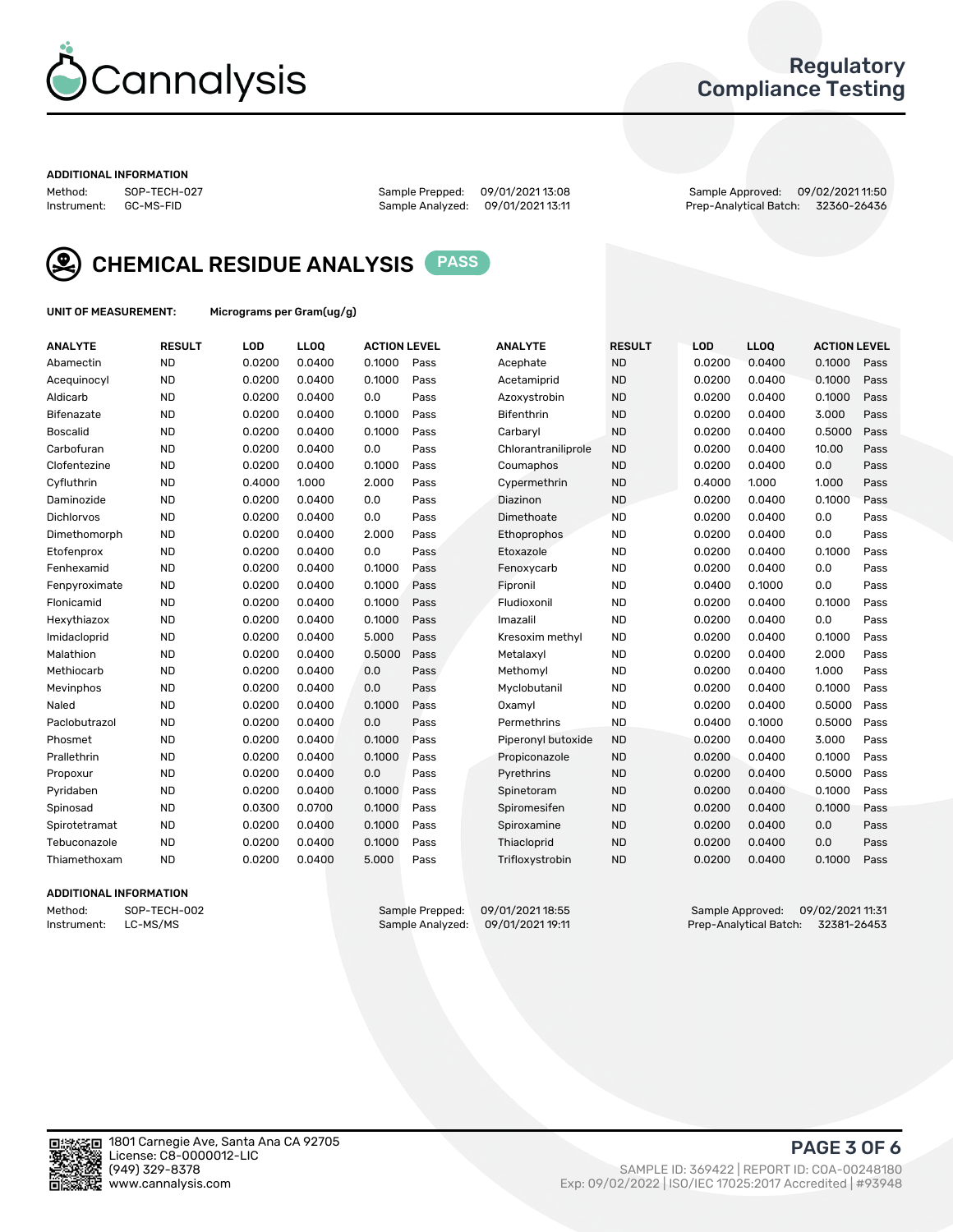# Cannalysis

## Regulatory Compliance Testing

**ADDITIONAL INFORMATION**

Method: SOP-TECH-027
Instrument: GC-MS-FID

Sample Prepped: 09/01/2021 13:08
Sample Analyzed: 09/01/2021 13:11

Sample Approved: 09/02/2021 11:50
Prep-Analytical Batch: 32360-26436

## CHEMICAL RESIDUE ANALYSIS PASS

**UNIT OF MEASUREMENT:** Micrograms per Gram(ug/g)

| ANALYTE | RESULT | LOD | LLOQ | ACTION LEVEL | | ANALYTE | RESULT | LOD | LLOQ | ACTION LEVEL | |
|---|---|---|---|---|---|---|---|---|---|---|---|
| Abamectin | ND | 0.0200 | 0.0400 | 0.1000 | Pass | Acephate | ND | 0.0200 | 0.0400 | 0.1000 | Pass |
| Acequinocyl | ND | 0.0200 | 0.0400 | 0.1000 | Pass | Acetamiprid | ND | 0.0200 | 0.0400 | 0.1000 | Pass |
| Aldicarb | ND | 0.0200 | 0.0400 | 0.0 | Pass | Azoxystrobin | ND | 0.0200 | 0.0400 | 0.1000 | Pass |
| Bifenazate | ND | 0.0200 | 0.0400 | 0.1000 | Pass | Bifenthrin | ND | 0.0200 | 0.0400 | 3.000 | Pass |
| Boscalid | ND | 0.0200 | 0.0400 | 0.1000 | Pass | Carbaryl | ND | 0.0200 | 0.0400 | 0.5000 | Pass |
| Carbofuran | ND | 0.0200 | 0.0400 | 0.0 | Pass | Chlorantraniliprole | ND | 0.0200 | 0.0400 | 10.00 | Pass |
| Clofentezine | ND | 0.0200 | 0.0400 | 0.1000 | Pass | Coumaphos | ND | 0.0200 | 0.0400 | 0.0 | Pass |
| Cyfluthrin | ND | 0.4000 | 1.000 | 2.000 | Pass | Cypermethrin | ND | 0.4000 | 1.000 | 1.000 | Pass |
| Daminozide | ND | 0.0200 | 0.0400 | 0.0 | Pass | Diazinon | ND | 0.0200 | 0.0400 | 0.1000 | Pass |
| Dichlorvos | ND | 0.0200 | 0.0400 | 0.0 | Pass | Dimethoate | ND | 0.0200 | 0.0400 | 0.0 | Pass |
| Dimethomorph | ND | 0.0200 | 0.0400 | 2.000 | Pass | Ethoprophos | ND | 0.0200 | 0.0400 | 0.0 | Pass |
| Etofenprox | ND | 0.0200 | 0.0400 | 0.0 | Pass | Etoxazole | ND | 0.0200 | 0.0400 | 0.1000 | Pass |
| Fenhexamid | ND | 0.0200 | 0.0400 | 0.1000 | Pass | Fenoxycarb | ND | 0.0200 | 0.0400 | 0.0 | Pass |
| Fenpyroximate | ND | 0.0200 | 0.0400 | 0.1000 | Pass | Fipronil | ND | 0.0400 | 0.1000 | 0.0 | Pass |
| Flonicamid | ND | 0.0200 | 0.0400 | 0.1000 | Pass | Fludioxonil | ND | 0.0200 | 0.0400 | 0.1000 | Pass |
| Hexythiazox | ND | 0.0200 | 0.0400 | 0.1000 | Pass | Imazalil | ND | 0.0200 | 0.0400 | 0.0 | Pass |
| Imidacloprid | ND | 0.0200 | 0.0400 | 5.000 | Pass | Kresoxim methyl | ND | 0.0200 | 0.0400 | 0.1000 | Pass |
| Malathion | ND | 0.0200 | 0.0400 | 0.5000 | Pass | Metalaxyl | ND | 0.0200 | 0.0400 | 2.000 | Pass |
| Methiocarb | ND | 0.0200 | 0.0400 | 0.0 | Pass | Methomyl | ND | 0.0200 | 0.0400 | 1.000 | Pass |
| Mevinphos | ND | 0.0200 | 0.0400 | 0.0 | Pass | Myclobutanil | ND | 0.0200 | 0.0400 | 0.1000 | Pass |
| Naled | ND | 0.0200 | 0.0400 | 0.1000 | Pass | Oxamyl | ND | 0.0200 | 0.0400 | 0.5000 | Pass |
| Paclobutrazol | ND | 0.0200 | 0.0400 | 0.0 | Pass | Permethrins | ND | 0.0400 | 0.1000 | 0.5000 | Pass |
| Phosmet | ND | 0.0200 | 0.0400 | 0.1000 | Pass | Piperonyl butoxide | ND | 0.0200 | 0.0400 | 3.000 | Pass |
| Prallethrin | ND | 0.0200 | 0.0400 | 0.1000 | Pass | Propiconazole | ND | 0.0200 | 0.0400 | 0.1000 | Pass |
| Propoxur | ND | 0.0200 | 0.0400 | 0.0 | Pass | Pyrethrins | ND | 0.0200 | 0.0400 | 0.5000 | Pass |
| Pyridaben | ND | 0.0200 | 0.0400 | 0.1000 | Pass | Spinetoram | ND | 0.0200 | 0.0400 | 0.1000 | Pass |
| Spinosad | ND | 0.0300 | 0.0700 | 0.1000 | Pass | Spiromesifen | ND | 0.0200 | 0.0400 | 0.1000 | Pass |
| Spirotetramat | ND | 0.0200 | 0.0400 | 0.1000 | Pass | Spiroxamine | ND | 0.0200 | 0.0400 | 0.0 | Pass |
| Tebuconazole | ND | 0.0200 | 0.0400 | 0.1000 | Pass | Thiacloprid | ND | 0.0200 | 0.0400 | 0.0 | Pass |
| Thiamethoxam | ND | 0.0200 | 0.0400 | 5.000 | Pass | Trifloxystrobin | ND | 0.0200 | 0.0400 | 0.1000 | Pass |

**ADDITIONAL INFORMATION**

Method: SOP-TECH-002
Instrument: LC-MS/MS

Sample Prepped: 09/01/2021 18:55
Sample Analyzed: 09/01/2021 19:11

Sample Approved: 09/02/2021 11:31
Prep-Analytical Batch: 32381-26453

1801 Carnegie Ave, Santa Ana CA 92705
License: C8-0000012-LIC
(949) 329-8378
www.cannalysis.com

SAMPLE ID: 369422 | REPORT ID: COA-00248180
Exp: 09/02/2022 | ISO/IEC 17025:2017 Accredited | #93948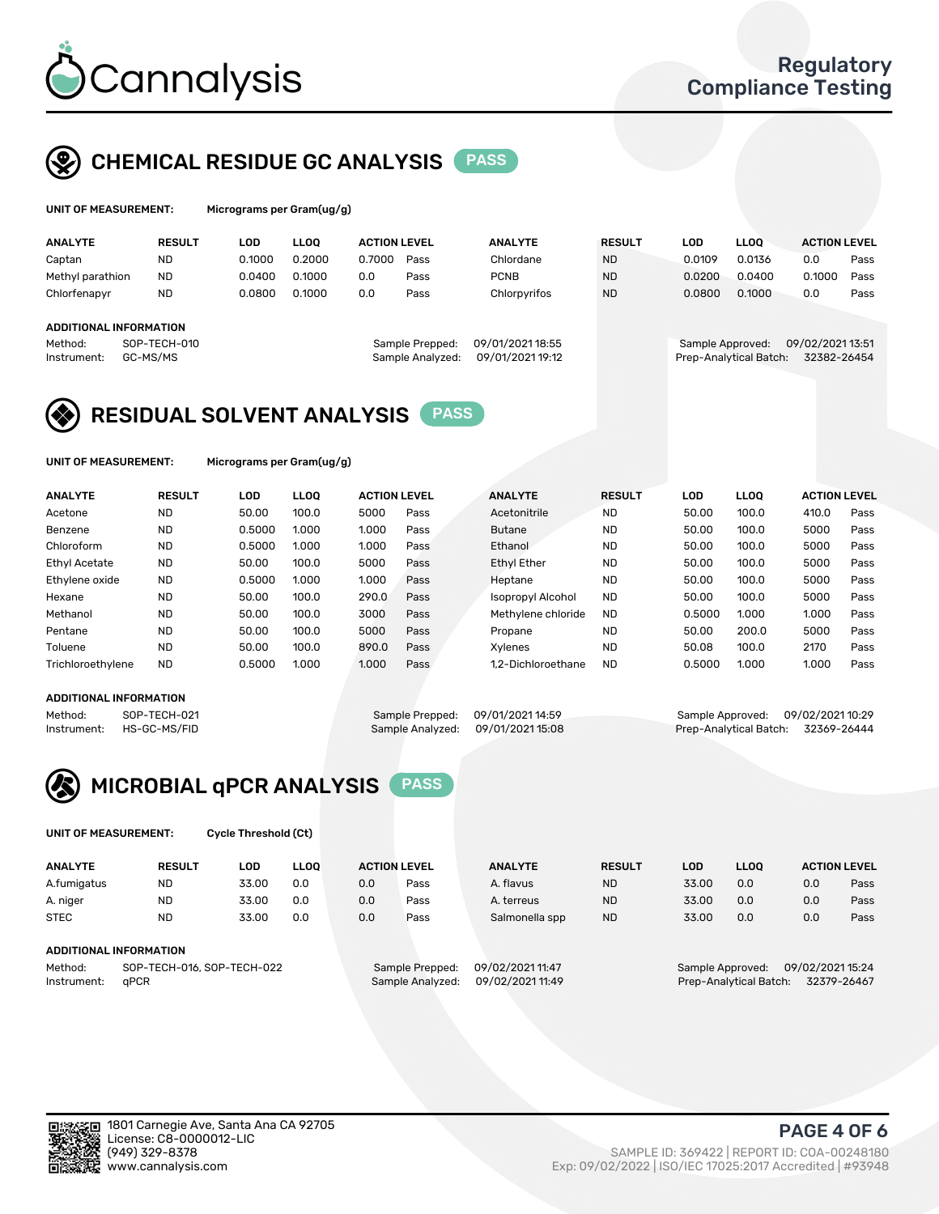Cannalysis

Regulatory Compliance Testing

## CHEMICAL RESIDUE GC ANALYSIS PASS

**UNIT OF MEASUREMENT:** Micrograms per Gram(ug/g)

| ANALYTE | RESULT | LOD | LLOQ | ACTION LEVEL | | ANALYTE | RESULT | LOD | LLOQ | ACTION LEVEL | |
|---|---|---|---|---|---|---|---|---|---|---|---|
| Captan | ND | 0.1000 | 0.2000 | 0.7000 | Pass | Chlordane | ND | 0.0109 | 0.0136 | 0.0 | Pass |
| Methyl parathion | ND | 0.0400 | 0.1000 | 0.0 | Pass | PCNB | ND | 0.0200 | 0.0400 | 0.1000 | Pass |
| Chlorfenapyr | ND | 0.0800 | 0.1000 | 0.0 | Pass | Chlorpyrifos | ND | 0.0800 | 0.1000 | 0.0 | Pass |

**ADDITIONAL INFORMATION**

Method: SOP-TECH-010
Instrument: GC-MS/MS
Sample Prepped: 09/01/2021 18:55
Sample Analyzed: 09/01/2021 19:12
Sample Approved: 09/02/2021 13:51
Prep-Analytical Batch: 32382-26454

## RESIDUAL SOLVENT ANALYSIS PASS

**UNIT OF MEASUREMENT:** Micrograms per Gram(ug/g)

| ANALYTE | RESULT | LOD | LLOQ | ACTION LEVEL | | ANALYTE | RESULT | LOD | LLOQ | ACTION LEVEL | |
|---|---|---|---|---|---|---|---|---|---|---|---|
| Acetone | ND | 50.00 | 100.0 | 5000 | Pass | Acetonitrile | ND | 50.00 | 100.0 | 410.0 | Pass |
| Benzene | ND | 0.5000 | 1.000 | 1.000 | Pass | Butane | ND | 50.00 | 100.0 | 5000 | Pass |
| Chloroform | ND | 0.5000 | 1.000 | 1.000 | Pass | Ethanol | ND | 50.00 | 100.0 | 5000 | Pass |
| Ethyl Acetate | ND | 50.00 | 100.0 | 5000 | Pass | Ethyl Ether | ND | 50.00 | 100.0 | 5000 | Pass |
| Ethylene oxide | ND | 0.5000 | 1.000 | 1.000 | Pass | Heptane | ND | 50.00 | 100.0 | 5000 | Pass |
| Hexane | ND | 50.00 | 100.0 | 290.0 | Pass | Isopropyl Alcohol | ND | 50.00 | 100.0 | 5000 | Pass |
| Methanol | ND | 50.00 | 100.0 | 3000 | Pass | Methylene chloride | ND | 0.5000 | 1.000 | 1.000 | Pass |
| Pentane | ND | 50.00 | 100.0 | 5000 | Pass | Propane | ND | 50.00 | 200.0 | 5000 | Pass |
| Toluene | ND | 50.00 | 100.0 | 890.0 | Pass | Xylenes | ND | 50.08 | 100.0 | 2170 | Pass |
| Trichloroethylene | ND | 0.5000 | 1.000 | 1.000 | Pass | 1,2-Dichloroethane | ND | 0.5000 | 1.000 | 1.000 | Pass |

**ADDITIONAL INFORMATION**

Method: SOP-TECH-021
Instrument: HS-GC-MS/FID
Sample Prepped: 09/01/2021 14:59
Sample Analyzed: 09/01/2021 15:08
Sample Approved: 09/02/2021 10:29
Prep-Analytical Batch: 32369-26444

## MICROBIAL qPCR ANALYSIS PASS

**UNIT OF MEASUREMENT:** Cycle Threshold (Ct)

| ANALYTE | RESULT | LOD | LLOQ | ACTION LEVEL | | ANALYTE | RESULT | LOD | LLOQ | ACTION LEVEL | |
|---|---|---|---|---|---|---|---|---|---|---|---|
| A.fumigatus | ND | 33.00 | 0.0 | 0.0 | Pass | A. flavus | ND | 33.00 | 0.0 | 0.0 | Pass |
| A. niger | ND | 33.00 | 0.0 | 0.0 | Pass | A. terreus | ND | 33.00 | 0.0 | 0.0 | Pass |
| STEC | ND | 33.00 | 0.0 | 0.0 | Pass | Salmonella spp | ND | 33.00 | 0.0 | 0.0 | Pass |

**ADDITIONAL INFORMATION**

Method: SOP-TECH-016, SOP-TECH-022
Instrument: qPCR
Sample Prepped: 09/02/2021 11:47
Sample Analyzed: 09/02/2021 11:49
Sample Approved: 09/02/2021 15:24
Prep-Analytical Batch: 32379-26467

1801 Carnegie Ave, Santa Ana CA 92705
License: C8-0000012-LIC
(949) 329-8378
www.cannalysis.com

SAMPLE ID: 369422 | REPORT ID: COA-00248180
Exp: 09/02/2022 | ISO/IEC 17025:2017 Accredited | #93948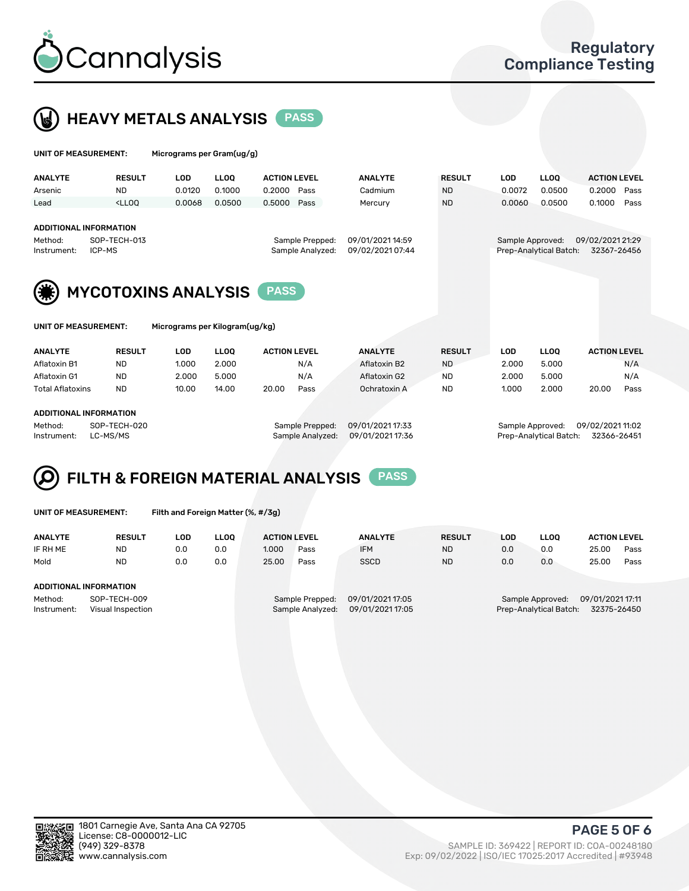# Cannalysis

## Regulatory Compliance Testing

## HEAVY METALS ANALYSIS PASS

**UNIT OF MEASUREMENT:** Micrograms per Gram(ug/g)

| ANALYTE | RESULT | LOD | LLOQ | ACTION LEVEL | | ANALYTE | RESULT | LOD | LLOQ | ACTION LEVEL | |
|---|---|---|---|---|---|---|---|---|---|---|---|
| Arsenic | ND | 0.0120 | 0.1000 | 0.2000 | Pass | Cadmium | ND | 0.0072 | 0.0500 | 0.2000 | Pass |
| Lead | <LLOQ | 0.0068 | 0.0500 | 0.5000 | Pass | Mercury | ND | 0.0060 | 0.0500 | 0.1000 | Pass |

**ADDITIONAL INFORMATION**

| | | | | | |
|---|---|---|---|---|---|
| Method: | SOP-TECH-013 | Sample Prepped: | 09/01/2021 14:59 | Sample Approved: | 09/02/2021 21:29 |
| Instrument: | ICP-MS | Sample Analyzed: | 09/02/2021 07:44 | Prep-Analytical Batch: | 32367-26456 |

## MYCOTOXINS ANALYSIS PASS

**UNIT OF MEASUREMENT:** Micrograms per Kilogram(ug/kg)

| ANALYTE | RESULT | LOD | LLOQ | ACTION LEVEL | | ANALYTE | RESULT | LOD | LLOQ | ACTION LEVEL | |
|---|---|---|---|---|---|---|---|---|---|---|---|
| Aflatoxin B1 | ND | 1.000 | 2.000 | | N/A | Aflatoxin B2 | ND | 2.000 | 5.000 | | N/A |
| Aflatoxin G1 | ND | 2.000 | 5.000 | | N/A | Aflatoxin G2 | ND | 2.000 | 5.000 | | N/A |
| Total Aflatoxins | ND | 10.00 | 14.00 | 20.00 | Pass | Ochratoxin A | ND | 1.000 | 2.000 | 20.00 | Pass |

**ADDITIONAL INFORMATION**

| | | | | | |
|---|---|---|---|---|---|
| Method: | SOP-TECH-020 | Sample Prepped: | 09/01/2021 17:33 | Sample Approved: | 09/02/2021 11:02 |
| Instrument: | LC-MS/MS | Sample Analyzed: | 09/01/2021 17:36 | Prep-Analytical Batch: | 32366-26451 |

## FILTH & FOREIGN MATERIAL ANALYSIS PASS

**UNIT OF MEASUREMENT:** Filth and Foreign Matter (%, #/3g)

| ANALYTE | RESULT | LOD | LLOQ | ACTION LEVEL | | ANALYTE | RESULT | LOD | LLOQ | ACTION LEVEL | |
|---|---|---|---|---|---|---|---|---|---|---|---|
| IF RH ME | ND | 0.0 | 0.0 | 1.000 | Pass | IFM | ND | 0.0 | 0.0 | 25.00 | Pass |
| Mold | ND | 0.0 | 0.0 | 25.00 | Pass | SSCD | ND | 0.0 | 0.0 | 25.00 | Pass |

**ADDITIONAL INFORMATION**

| | | | | | |
|---|---|---|---|---|---|
| Method: | SOP-TECH-009 | Sample Prepped: | 09/01/2021 17:05 | Sample Approved: | 09/01/2021 17:11 |
| Instrument: | Visual Inspection | Sample Analyzed: | 09/01/2021 17:05 | Prep-Analytical Batch: | 32375-26450 |

1801 Carnegie Ave, Santa Ana CA 92705
License: C8-0000012-LIC
(949) 329-8378
www.cannalysis.com

SAMPLE ID: 369422 | REPORT ID: COA-00248180
Exp: 09/02/2022 | ISO/IEC 17025:2017 Accredited | #93948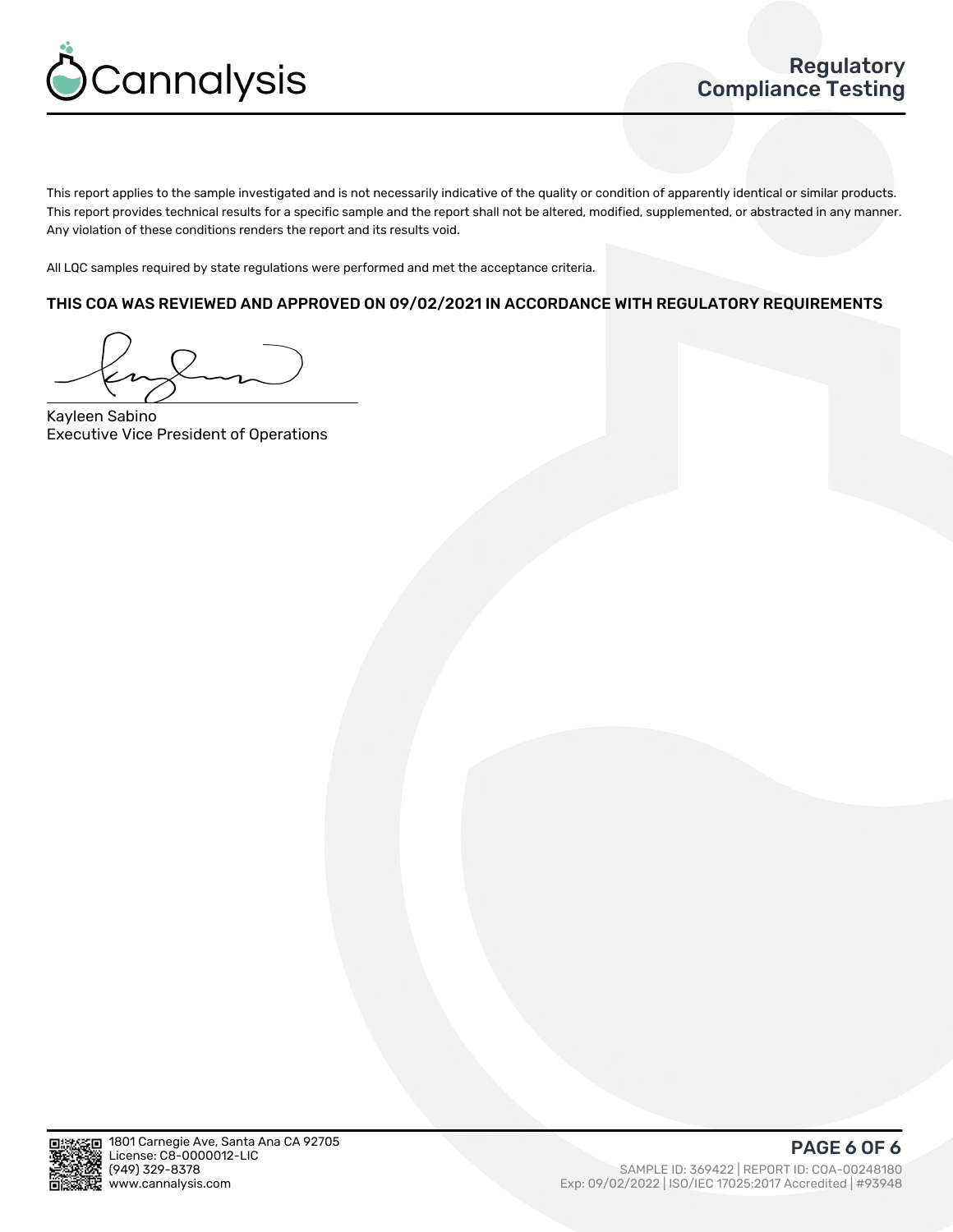This report applies to the sample investigated and is not necessarily indicative of the quality or condition of apparently identical or similar products. This report provides technical results for a specific sample and the report shall not be altered, modified, supplemented, or abstracted in any manner. Any violation of these conditions renders the report and its results void.

All LQC samples required by state regulations were performed and met the acceptance criteria.

**THIS COA WAS REVIEWED AND APPROVED ON 09/02/2021 IN ACCORDANCE WITH REGULATORY REQUIREMENTS**

Kayleen Sabino
Executive Vice President of Operations